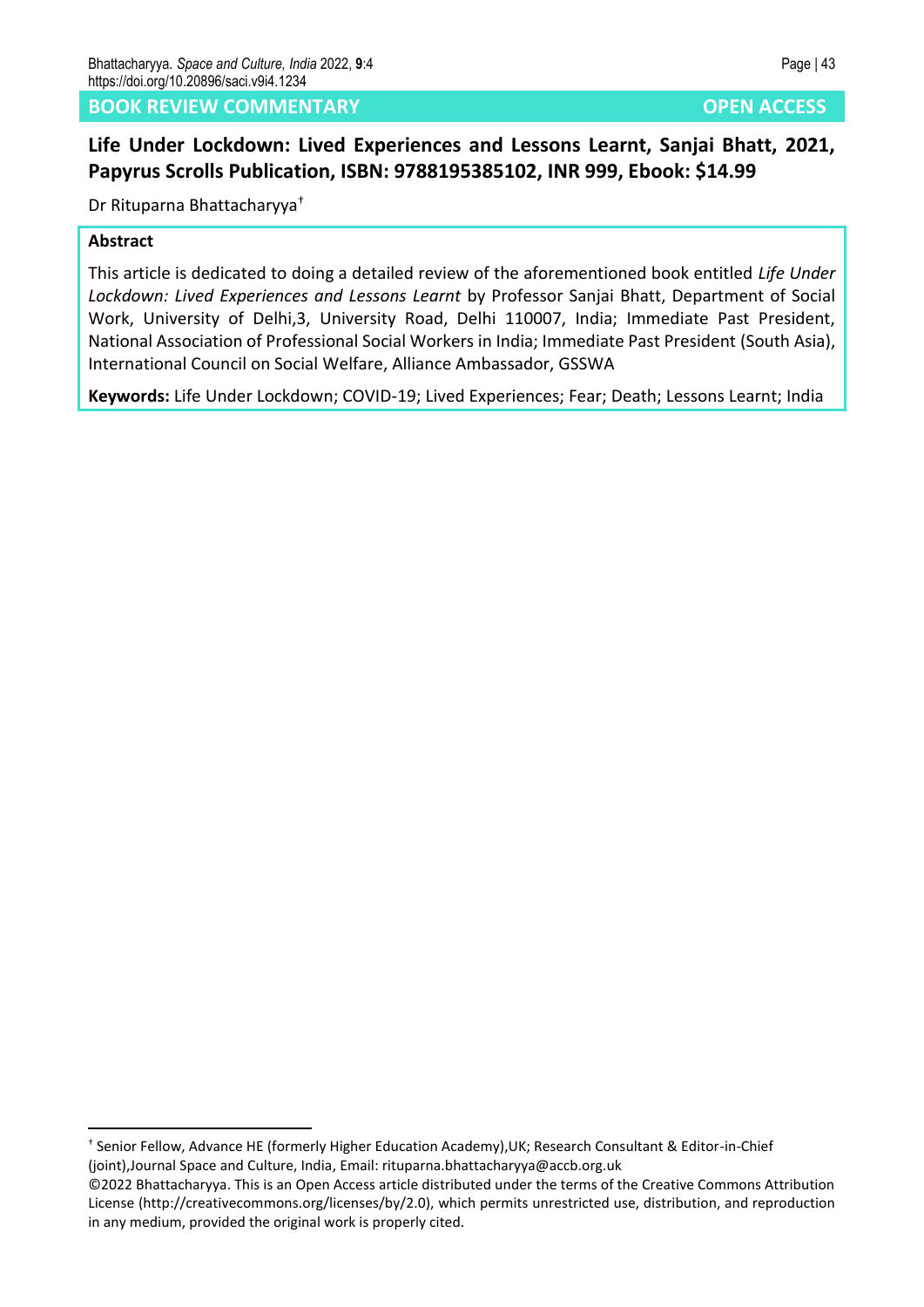**BOOK REVIEW COMMENTARY** **OPEN ACCESS**

# Life Under Lockdown: Lived Experiences and Lessons Learnt, Sanjai Bhatt, 2021, Papyrus Scrolls Publication, ISBN: 9788195385102, INR 999, Ebook: $14.99

Dr Rituparna Bhattacharyya[†]

**Abstract**

This article is dedicated to doing a detailed review of the aforementioned book entitled *Life Under Lockdown: Lived Experiences and Lessons Learnt* by Professor Sanjai Bhatt, Department of Social Work, University of Delhi,3, University Road, Delhi 110007, India; Immediate Past President, National Association of Professional Social Workers in India; Immediate Past President (South Asia), International Council on Social Welfare, Alliance Ambassador, GSSWA

**Keywords:** Life Under Lockdown; COVID-19; Lived Experiences; Fear; Death; Lessons Learnt; India

---

[†] Senior Fellow, Advance HE (formerly Higher Education Academy),UK; Research Consultant & Editor-in-Chief (joint),Journal Space and Culture, India, Email: rituparna.bhattacharyya@accb.org.uk

©2022 Bhattacharyya. This is an Open Access article distributed under the terms of the Creative Commons Attribution License (http://creativecommons.org/licenses/by/2.0), which permits unrestricted use, distribution, and reproduction in any medium, provided the original work is properly cited.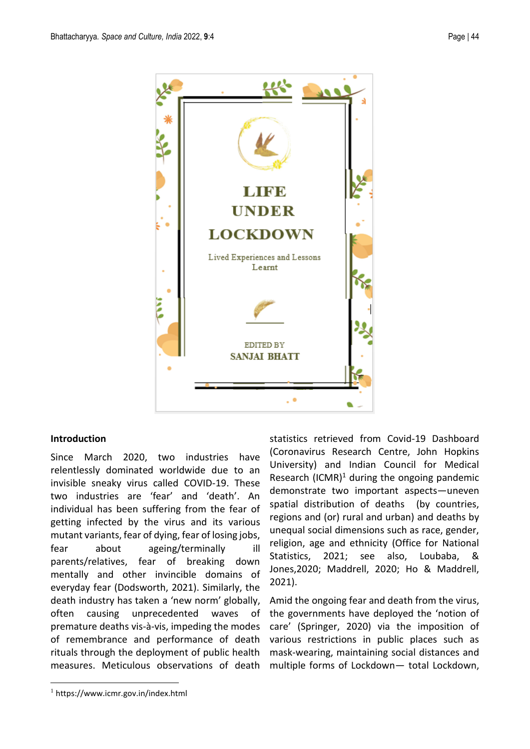## Introduction

Since March 2020, two industries have relentlessly dominated worldwide due to an invisible sneaky virus called COVID-19. These two industries are 'fear' and 'death'. An individual has been suffering from the fear of getting infected by the virus and its various mutant variants, fear of dying, fear of losing jobs, fear about ageing/terminally ill parents/relatives, fear of breaking down mentally and other invincible domains of everyday fear (Dodsworth, 2021). Similarly, the death industry has taken a 'new norm' globally, often causing unprecedented waves of premature deaths vis-à-vis, impeding the modes of remembrance and performance of death rituals through the deployment of public health measures. Meticulous observations of death statistics retrieved from Covid-19 Dashboard (Coronavirus Research Centre, John Hopkins University) and Indian Council for Medical Research (ICMR)[1] during the ongoing pandemic demonstrate two important aspects—uneven spatial distribution of deaths (by countries, regions and (or) rural and urban) and deaths by unequal social dimensions such as race, gender, religion, age and ethnicity (Office for National Statistics, 2021; see also, Loubaba, & Jones,2020; Maddrell, 2020; Ho & Maddrell, 2021).

Amid the ongoing fear and death from the virus, the governments have deployed the 'notion of care' (Springer, 2020) via the imposition of various restrictions in public places such as mask-wearing, maintaining social distances and multiple forms of Lockdown— total Lockdown,

[1] https://www.icmr.gov.in/index.html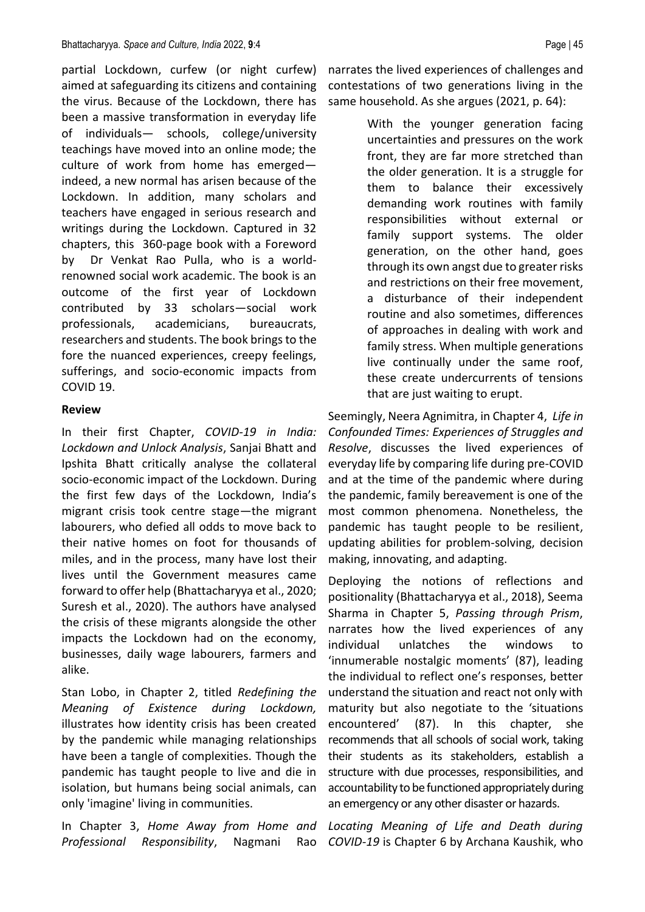partial Lockdown, curfew (or night curfew) aimed at safeguarding its citizens and containing the virus. Because of the Lockdown, there has been a massive transformation in everyday life of individuals— schools, college/university teachings have moved into an online mode; the culture of work from home has emerged—indeed, a new normal has arisen because of the Lockdown. In addition, many scholars and teachers have engaged in serious research and writings during the Lockdown. Captured in 32 chapters, this 360-page book with a Foreword by Dr Venkat Rao Pulla, who is a world-renowned social work academic. The book is an outcome of the first year of Lockdown contributed by 33 scholars—social work professionals, academicians, bureaucrats, researchers and students. The book brings to the fore the nuanced experiences, creepy feelings, sufferings, and socio-economic impacts from COVID 19.

**Review**

In their first Chapter, *COVID-19 in India: Lockdown and Unlock Analysis*, Sanjai Bhatt and Ipshita Bhatt critically analyse the collateral socio-economic impact of the Lockdown. During the first few days of the Lockdown, India's migrant crisis took centre stage—the migrant labourers, who defied all odds to move back to their native homes on foot for thousands of miles, and in the process, many have lost their lives until the Government measures came forward to offer help (Bhattacharyya et al., 2020; Suresh et al., 2020). The authors have analysed the crisis of these migrants alongside the other impacts the Lockdown had on the economy, businesses, daily wage labourers, farmers and alike.

Stan Lobo, in Chapter 2, titled *Redefining the Meaning of Existence during Lockdown,* illustrates how identity crisis has been created by the pandemic while managing relationships have been a tangle of complexities. Though the pandemic has taught people to live and die in isolation, but humans being social animals, can only 'imagine' living in communities.

In Chapter 3, *Home Away from Home and Professional Responsibility*, Nagmani Rao narrates the lived experiences of challenges and contestations of two generations living in the same household. As she argues (2021, p. 64):

> With the younger generation facing uncertainties and pressures on the work front, they are far more stretched than the older generation. It is a struggle for them to balance their excessively demanding work routines with family responsibilities without external or family support systems. The older generation, on the other hand, goes through its own angst due to greater risks and restrictions on their free movement, a disturbance of their independent routine and also sometimes, differences of approaches in dealing with work and family stress. When multiple generations live continually under the same roof, these create undercurrents of tensions that are just waiting to erupt.

Seemingly, Neera Agnimitra, in Chapter 4, *Life in Confounded Times: Experiences of Struggles and Resolve*, discusses the lived experiences of everyday life by comparing life during pre-COVID and at the time of the pandemic where during the pandemic, family bereavement is one of the most common phenomena. Nonetheless, the pandemic has taught people to be resilient, updating abilities for problem-solving, decision making, innovating, and adapting.

Deploying the notions of reflections and positionality (Bhattacharyya et al., 2018), Seema Sharma in Chapter 5, *Passing through Prism*, narrates how the lived experiences of any individual unlatches the windows to 'innumerable nostalgic moments' (87), leading the individual to reflect one's responses, better understand the situation and react not only with maturity but also negotiate to the 'situations encountered' (87). In this chapter, she recommends that all schools of social work, taking their students as its stakeholders, establish a structure with due processes, responsibilities, and accountability to be functioned appropriately during an emergency or any other disaster or hazards.

*Locating Meaning of Life and Death during COVID-19* is Chapter 6 by Archana Kaushik, who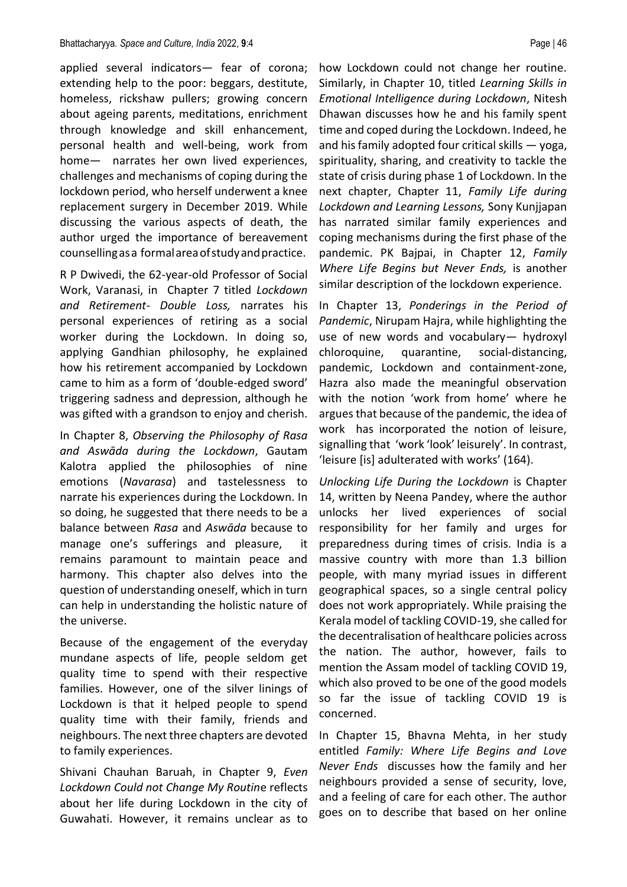applied several indicators— fear of corona; extending help to the poor: beggars, destitute, homeless, rickshaw pullers; growing concern about ageing parents, meditations, enrichment through knowledge and skill enhancement, personal health and well-being, work from home— narrates her own lived experiences, challenges and mechanisms of coping during the lockdown period, who herself underwent a knee replacement surgery in December 2019. While discussing the various aspects of death, the author urged the importance of bereavement counselling as a formal area of study and practice.

R P Dwivedi, the 62-year-old Professor of Social Work, Varanasi, in Chapter 7 titled *Lockdown and Retirement- Double Loss,* narrates his personal experiences of retiring as a social worker during the Lockdown. In doing so, applying Gandhian philosophy, he explained how his retirement accompanied by Lockdown came to him as a form of 'double-edged sword' triggering sadness and depression, although he was gifted with a grandson to enjoy and cherish.

In Chapter 8, *Observing the Philosophy of Rasa and Aswāda during the Lockdown*, Gautam Kalotra applied the philosophies of nine emotions (*Navarasa*) and tastelessness to narrate his experiences during the Lockdown. In so doing, he suggested that there needs to be a balance between *Rasa* and *Aswāda* because to manage one's sufferings and pleasure, it remains paramount to maintain peace and harmony. This chapter also delves into the question of understanding oneself, which in turn can help in understanding the holistic nature of the universe.

Because of the engagement of the everyday mundane aspects of life, people seldom get quality time to spend with their respective families. However, one of the silver linings of Lockdown is that it helped people to spend quality time with their family, friends and neighbours. The next three chapters are devoted to family experiences.

Shivani Chauhan Baruah, in Chapter 9, *Even Lockdown Could not Change My Routine* reflects about her life during Lockdown in the city of Guwahati. However, it remains unclear as to how Lockdown could not change her routine. Similarly, in Chapter 10, titled *Learning Skills in Emotional Intelligence during Lockdown*, Nitesh Dhawan discusses how he and his family spent time and coped during the Lockdown. Indeed, he and his family adopted four critical skills — yoga, spirituality, sharing, and creativity to tackle the state of crisis during phase 1 of Lockdown. In the next chapter, Chapter 11, *Family Life during Lockdown and Learning Lessons,* Sony Kunjjapan has narrated similar family experiences and coping mechanisms during the first phase of the pandemic. PK Bajpai, in Chapter 12, *Family Where Life Begins but Never Ends,* is another similar description of the lockdown experience.

In Chapter 13, *Ponderings in the Period of Pandemic*, Nirupam Hajra, while highlighting the use of new words and vocabulary— hydroxyl chloroquine, quarantine, social-distancing, pandemic, Lockdown and containment-zone, Hazra also made the meaningful observation with the notion 'work from home' where he argues that because of the pandemic, the idea of work has incorporated the notion of leisure, signalling that 'work 'look' leisurely'. In contrast, 'leisure [is] adulterated with works' (164).

*Unlocking Life During the Lockdown* is Chapter 14, written by Neena Pandey, where the author unlocks her lived experiences of social responsibility for her family and urges for preparedness during times of crisis. India is a massive country with more than 1.3 billion people, with many myriad issues in different geographical spaces, so a single central policy does not work appropriately. While praising the Kerala model of tackling COVID-19, she called for the decentralisation of healthcare policies across the nation. The author, however, fails to mention the Assam model of tackling COVID 19, which also proved to be one of the good models so far the issue of tackling COVID 19 is concerned.

In Chapter 15, Bhavna Mehta, in her study entitled *Family: Where Life Begins and Love Never Ends* discusses how the family and her neighbours provided a sense of security, love, and a feeling of care for each other. The author goes on to describe that based on her online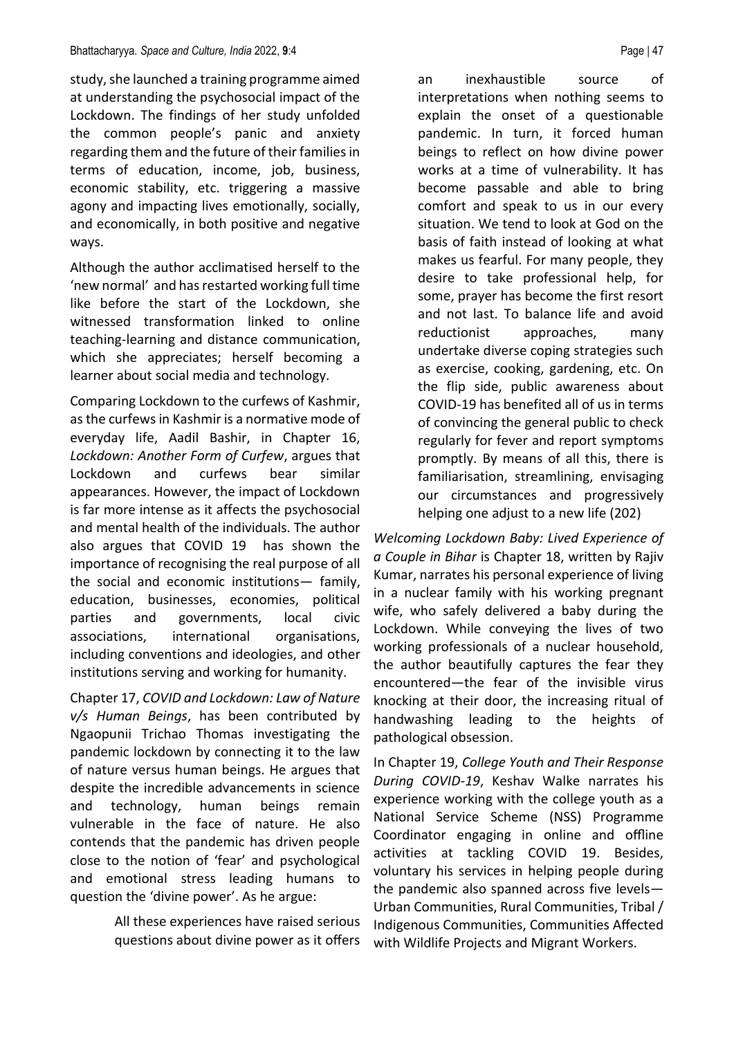study, she launched a training programme aimed at understanding the psychosocial impact of the Lockdown. The findings of her study unfolded the common people's panic and anxiety regarding them and the future of their families in terms of education, income, job, business, economic stability, etc. triggering a massive agony and impacting lives emotionally, socially, and economically, in both positive and negative ways.

Although the author acclimatised herself to the 'new normal' and has restarted working full time like before the start of the Lockdown, she witnessed transformation linked to online teaching-learning and distance communication, which she appreciates; herself becoming a learner about social media and technology.

Comparing Lockdown to the curfews of Kashmir, as the curfews in Kashmir is a normative mode of everyday life, Aadil Bashir, in Chapter 16, *Lockdown: Another Form of Curfew*, argues that Lockdown and curfews bear similar appearances. However, the impact of Lockdown is far more intense as it affects the psychosocial and mental health of the individuals. The author also argues that COVID 19 has shown the importance of recognising the real purpose of all the social and economic institutions— family, education, businesses, economies, political parties and governments, local civic associations, international organisations, including conventions and ideologies, and other institutions serving and working for humanity.

Chapter 17, *COVID and Lockdown: Law of Nature v/s Human Beings*, has been contributed by Ngaopunii Trichao Thomas investigating the pandemic lockdown by connecting it to the law of nature versus human beings. He argues that despite the incredible advancements in science and technology, human beings remain vulnerable in the face of nature. He also contends that the pandemic has driven people close to the notion of 'fear' and psychological and emotional stress leading humans to question the 'divine power'. As he argue:

> All these experiences have raised serious questions about divine power as it offers an inexhaustible source of interpretations when nothing seems to explain the onset of a questionable pandemic. In turn, it forced human beings to reflect on how divine power works at a time of vulnerability. It has become passable and able to bring comfort and speak to us in our every situation. We tend to look at God on the basis of faith instead of looking at what makes us fearful. For many people, they desire to take professional help, for some, prayer has become the first resort and not last. To balance life and avoid reductionist approaches, many undertake diverse coping strategies such as exercise, cooking, gardening, etc. On the flip side, public awareness about COVID-19 has benefited all of us in terms of convincing the general public to check regularly for fever and report symptoms promptly. By means of all this, there is familiarisation, streamlining, envisaging our circumstances and progressively helping one adjust to a new life (202)

*Welcoming Lockdown Baby: Lived Experience of a Couple in Bihar* is Chapter 18, written by Rajiv Kumar, narrates his personal experience of living in a nuclear family with his working pregnant wife, who safely delivered a baby during the Lockdown. While conveying the lives of two working professionals of a nuclear household, the author beautifully captures the fear they encountered—the fear of the invisible virus knocking at their door, the increasing ritual of handwashing leading to the heights of pathological obsession.

In Chapter 19, *College Youth and Their Response During COVID-19*, Keshav Walke narrates his experience working with the college youth as a National Service Scheme (NSS) Programme Coordinator engaging in online and offline activities at tackling COVID 19. Besides, voluntary his services in helping people during the pandemic also spanned across five levels—Urban Communities, Rural Communities, Tribal / Indigenous Communities, Communities Affected with Wildlife Projects and Migrant Workers.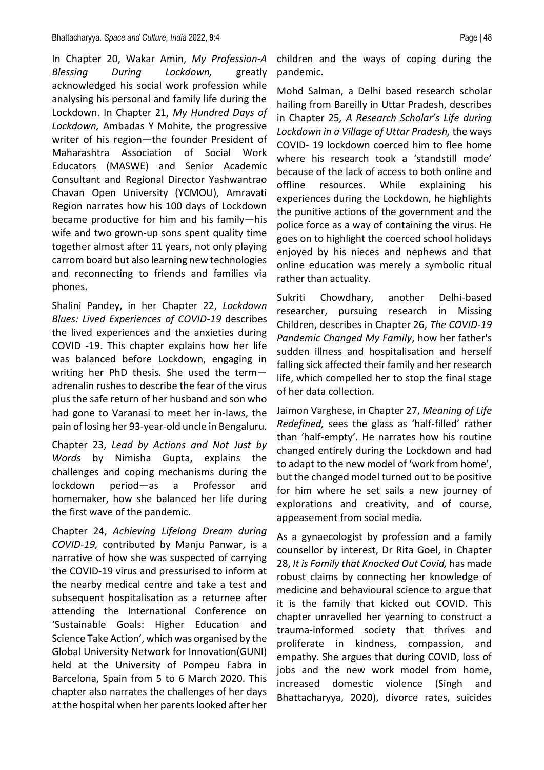In Chapter 20, Wakar Amin, *My Profession-A Blessing During Lockdown,* greatly acknowledged his social work profession while analysing his personal and family life during the Lockdown. In Chapter 21, *My Hundred Days of Lockdown,* Ambadas Y Mohite, the progressive writer of his region—the founder President of Maharashtra Association of Social Work Educators (MASWE) and Senior Academic Consultant and Regional Director Yashwantrao Chavan Open University (YCMOU), Amravati Region narrates how his 100 days of Lockdown became productive for him and his family—his wife and two grown-up sons spent quality time together almost after 11 years, not only playing carrom board but also learning new technologies and reconnecting to friends and families via phones.

Shalini Pandey, in her Chapter 22, *Lockdown Blues: Lived Experiences of COVID-19* describes the lived experiences and the anxieties during COVID -19. This chapter explains how her life was balanced before Lockdown, engaging in writing her PhD thesis. She used the term—adrenalin rushes to describe the fear of the virus plus the safe return of her husband and son who had gone to Varanasi to meet her in-laws, the pain of losing her 93-year-old uncle in Bengaluru.

Chapter 23, *Lead by Actions and Not Just by Words* by Nimisha Gupta, explains the challenges and coping mechanisms during the lockdown period—as a Professor and homemaker, how she balanced her life during the first wave of the pandemic.

Chapter 24, *Achieving Lifelong Dream during COVID-19,* contributed by Manju Panwar, is a narrative of how she was suspected of carrying the COVID-19 virus and pressurised to inform at the nearby medical centre and take a test and subsequent hospitalisation as a returnee after attending the International Conference on 'Sustainable Goals: Higher Education and Science Take Action', which was organised by the Global University Network for Innovation(GUNI) held at the University of Pompeu Fabra in Barcelona, Spain from 5 to 6 March 2020. This chapter also narrates the challenges of her days at the hospital when her parents looked after her children and the ways of coping during the pandemic.

Mohd Salman, a Delhi based research scholar hailing from Bareilly in Uttar Pradesh, describes in Chapter 25*, A Research Scholar's Life during Lockdown in a Village of Uttar Pradesh,* the ways COVID- 19 lockdown coerced him to flee home where his research took a 'standstill mode' because of the lack of access to both online and offline resources. While explaining his experiences during the Lockdown, he highlights the punitive actions of the government and the police force as a way of containing the virus. He goes on to highlight the coerced school holidays enjoyed by his nieces and nephews and that online education was merely a symbolic ritual rather than actuality.

Sukriti Chowdhary, another Delhi-based researcher, pursuing research in Missing Children, describes in Chapter 26, *The COVID-19 Pandemic Changed My Family*, how her father's sudden illness and hospitalisation and herself falling sick affected their family and her research life, which compelled her to stop the final stage of her data collection.

Jaimon Varghese, in Chapter 27, *Meaning of Life Redefined,* sees the glass as 'half-filled' rather than 'half-empty'. He narrates how his routine changed entirely during the Lockdown and had to adapt to the new model of 'work from home', but the changed model turned out to be positive for him where he set sails a new journey of explorations and creativity, and of course, appeasement from social media.

As a gynaecologist by profession and a family counsellor by interest, Dr Rita Goel, in Chapter 28, *It is Family that Knocked Out Covid,* has made robust claims by connecting her knowledge of medicine and behavioural science to argue that it is the family that kicked out COVID. This chapter unravelled her yearning to construct a trauma-informed society that thrives and proliferate in kindness, compassion, and empathy. She argues that during COVID, loss of jobs and the new work model from home, increased domestic violence (Singh and Bhattacharyya, 2020), divorce rates, suicides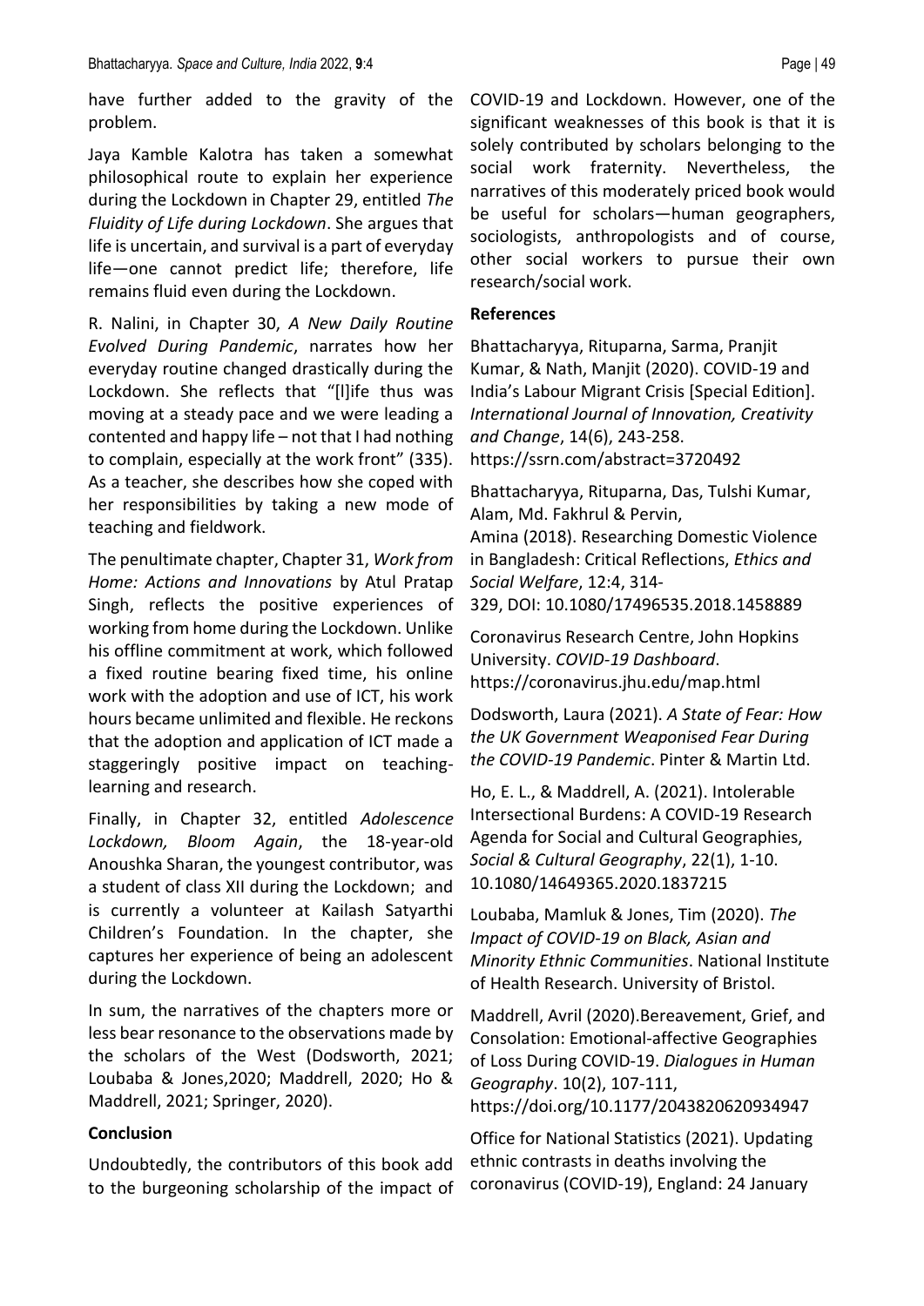have further added to the gravity of the problem.

Jaya Kamble Kalotra has taken a somewhat philosophical route to explain her experience during the Lockdown in Chapter 29, entitled *The Fluidity of Life during Lockdown*. She argues that life is uncertain, and survival is a part of everyday life—one cannot predict life; therefore, life remains fluid even during the Lockdown.

R. Nalini, in Chapter 30, *A New Daily Routine Evolved During Pandemic*, narrates how her everyday routine changed drastically during the Lockdown. She reflects that "[l]ife thus was moving at a steady pace and we were leading a contented and happy life – not that I had nothing to complain, especially at the work front" (335). As a teacher, she describes how she coped with her responsibilities by taking a new mode of teaching and fieldwork.

The penultimate chapter, Chapter 31, *Work from Home: Actions and Innovations* by Atul Pratap Singh, reflects the positive experiences of working from home during the Lockdown. Unlike his offline commitment at work, which followed a fixed routine bearing fixed time, his online work with the adoption and use of ICT, his work hours became unlimited and flexible. He reckons that the adoption and application of ICT made a staggeringly positive impact on teaching-learning and research.

Finally, in Chapter 32, entitled *Adolescence Lockdown, Bloom Again*, the 18-year-old Anoushka Sharan, the youngest contributor, was a student of class XII during the Lockdown; and is currently a volunteer at Kailash Satyarthi Children's Foundation. In the chapter, she captures her experience of being an adolescent during the Lockdown.

In sum, the narratives of the chapters more or less bear resonance to the observations made by the scholars of the West (Dodsworth, 2021; Loubaba & Jones,2020; Maddrell, 2020; Ho & Maddrell, 2021; Springer, 2020).

## Conclusion

Undoubtedly, the contributors of this book add to the burgeoning scholarship of the impact of COVID-19 and Lockdown. However, one of the significant weaknesses of this book is that it is solely contributed by scholars belonging to the social work fraternity. Nevertheless, the narratives of this moderately priced book would be useful for scholars—human geographers, sociologists, anthropologists and of course, other social workers to pursue their own research/social work.

## References

Bhattacharyya, Rituparna, Sarma, Pranjit Kumar, & Nath, Manjit (2020). COVID-19 and India's Labour Migrant Crisis [Special Edition]. *International Journal of Innovation, Creativity and Change*, 14(6), 243-258. https://ssrn.com/abstract=3720492

Bhattacharyya, Rituparna, Das, Tulshi Kumar, Alam, Md. Fakhrul & Pervin, Amina (2018). Researching Domestic Violence in Bangladesh: Critical Reflections, *Ethics and Social Welfare*, 12:4, 314-329, DOI: 10.1080/17496535.2018.1458889

Coronavirus Research Centre, John Hopkins University. *COVID-19 Dashboard*. https://coronavirus.jhu.edu/map.html

Dodsworth, Laura (2021). *A State of Fear: How the UK Government Weaponised Fear During the COVID-19 Pandemic*. Pinter & Martin Ltd.

Ho, E. L., & Maddrell, A. (2021). Intolerable Intersectional Burdens: A COVID-19 Research Agenda for Social and Cultural Geographies, *Social & Cultural Geography*, 22(1), 1-10. 10.1080/14649365.2020.1837215

Loubaba, Mamluk & Jones, Tim (2020). *The Impact of COVID-19 on Black, Asian and Minority Ethnic Communities*. National Institute of Health Research. University of Bristol.

Maddrell, Avril (2020).Bereavement, Grief, and Consolation: Emotional-affective Geographies of Loss During COVID-19. *Dialogues in Human Geography*. 10(2), 107-111, https://doi.org/10.1177/2043820620934947

Office for National Statistics (2021). Updating ethnic contrasts in deaths involving the coronavirus (COVID-19), England: 24 January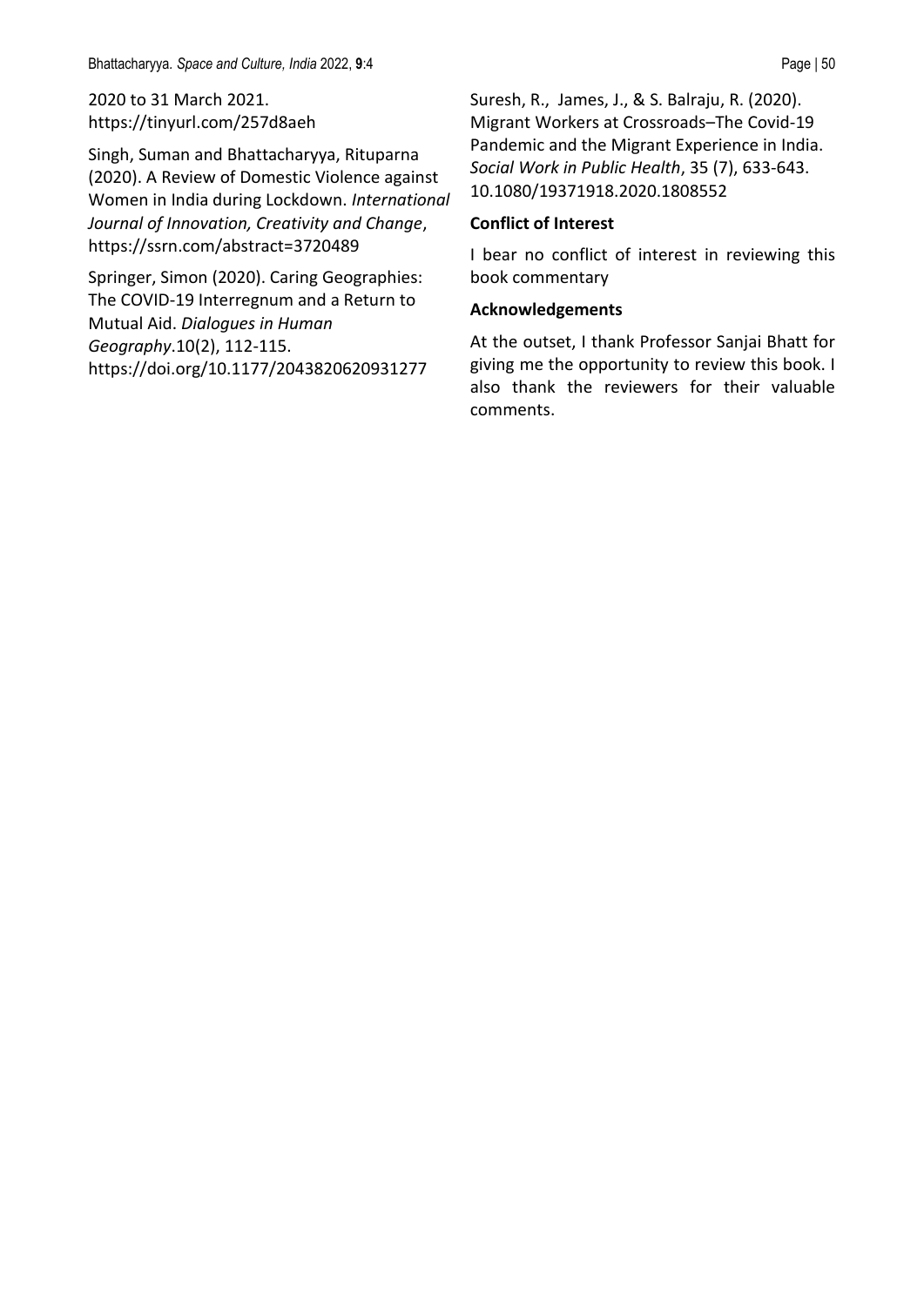2020 to 31 March 2021. https://tinyurl.com/257d8aeh

Singh, Suman and Bhattacharyya, Rituparna (2020). A Review of Domestic Violence against Women in India during Lockdown. *International Journal of Innovation, Creativity and Change*, https://ssrn.com/abstract=3720489

Springer, Simon (2020). Caring Geographies: The COVID-19 Interregnum and a Return to Mutual Aid. *Dialogues in Human Geography*.10(2), 112-115. https://doi.org/10.1177/2043820620931277

Suresh, R., James, J., & S. Balraju, R. (2020). Migrant Workers at Crossroads–The Covid-19 Pandemic and the Migrant Experience in India. *Social Work in Public Health*, 35 (7), 633-643. 10.1080/19371918.2020.1808552

**Conflict of Interest**

I bear no conflict of interest in reviewing this book commentary

**Acknowledgements**

At the outset, I thank Professor Sanjai Bhatt for giving me the opportunity to review this book. I also thank the reviewers for their valuable comments.